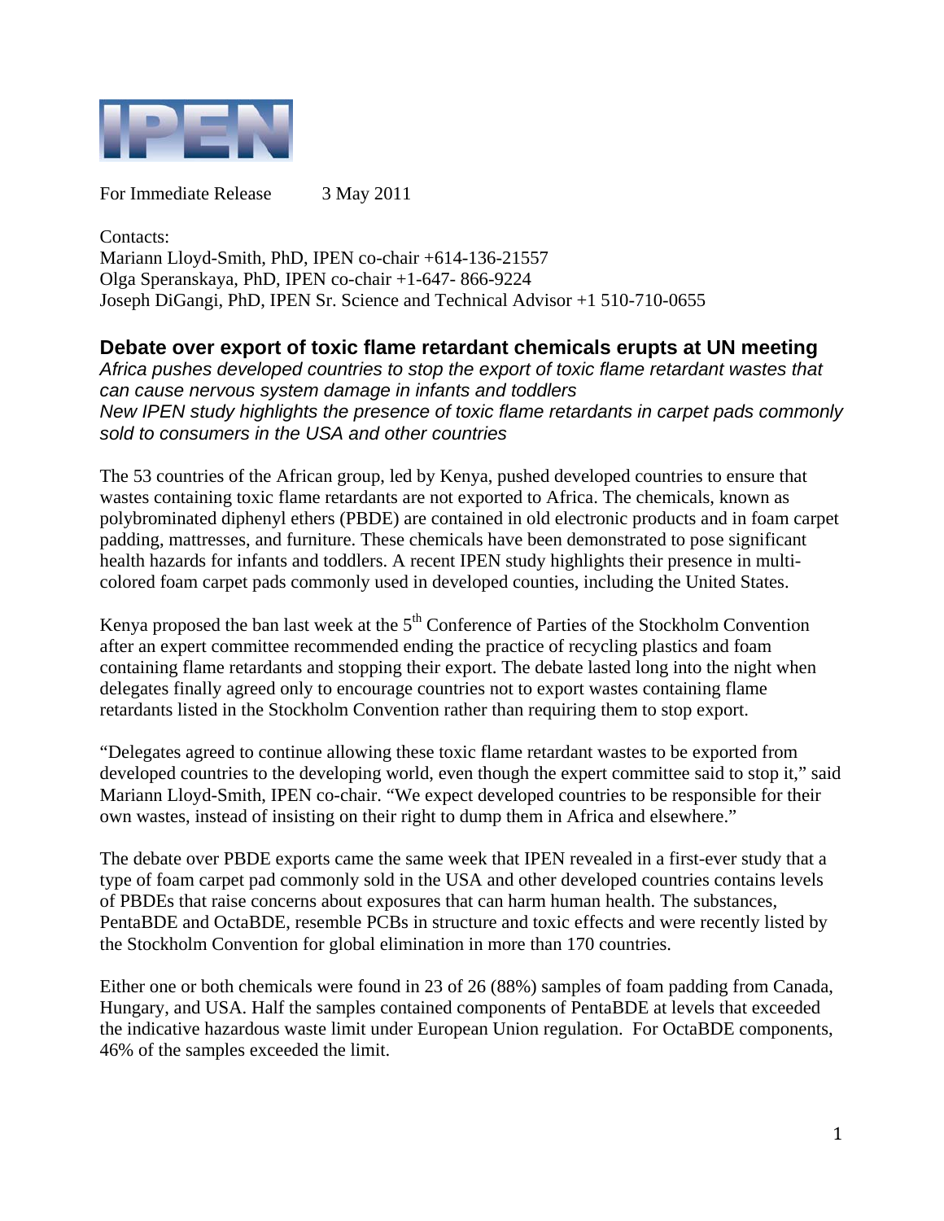For Immediate Release 3 May 2011

Contacts:
Mariann Lloyd-Smith, PhD, IPEN co-chair +614-136-21557
Olga Speranskaya, PhD, IPEN co-chair +1-647- 866-9224
Joseph DiGangi, PhD, IPEN Sr. Science and Technical Advisor +1 510-710-0655

## Debate over export of toxic flame retardant chemicals erupts at UN meeting

*Africa pushes developed countries to stop the export of toxic flame retardant wastes that can cause nervous system damage in infants and toddlers*
*New IPEN study highlights the presence of toxic flame retardants in carpet pads commonly sold to consumers in the USA and other countries*

The 53 countries of the African group, led by Kenya, pushed developed countries to ensure that wastes containing toxic flame retardants are not exported to Africa. The chemicals, known as polybrominated diphenyl ethers (PBDE) are contained in old electronic products and in foam carpet padding, mattresses, and furniture. These chemicals have been demonstrated to pose significant health hazards for infants and toddlers. A recent IPEN study highlights their presence in multi-colored foam carpet pads commonly used in developed counties, including the United States.

Kenya proposed the ban last week at the 5th Conference of Parties of the Stockholm Convention after an expert committee recommended ending the practice of recycling plastics and foam containing flame retardants and stopping their export. The debate lasted long into the night when delegates finally agreed only to encourage countries not to export wastes containing flame retardants listed in the Stockholm Convention rather than requiring them to stop export.

"Delegates agreed to continue allowing these toxic flame retardant wastes to be exported from developed countries to the developing world, even though the expert committee said to stop it," said Mariann Lloyd-Smith, IPEN co-chair. "We expect developed countries to be responsible for their own wastes, instead of insisting on their right to dump them in Africa and elsewhere."

The debate over PBDE exports came the same week that IPEN revealed in a first-ever study that a type of foam carpet pad commonly sold in the USA and other developed countries contains levels of PBDEs that raise concerns about exposures that can harm human health. The substances, PentaBDE and OctaBDE, resemble PCBs in structure and toxic effects and were recently listed by the Stockholm Convention for global elimination in more than 170 countries.

Either one or both chemicals were found in 23 of 26 (88%) samples of foam padding from Canada, Hungary, and USA. Half the samples contained components of PentaBDE at levels that exceeded the indicative hazardous waste limit under European Union regulation. For OctaBDE components, 46% of the samples exceeded the limit.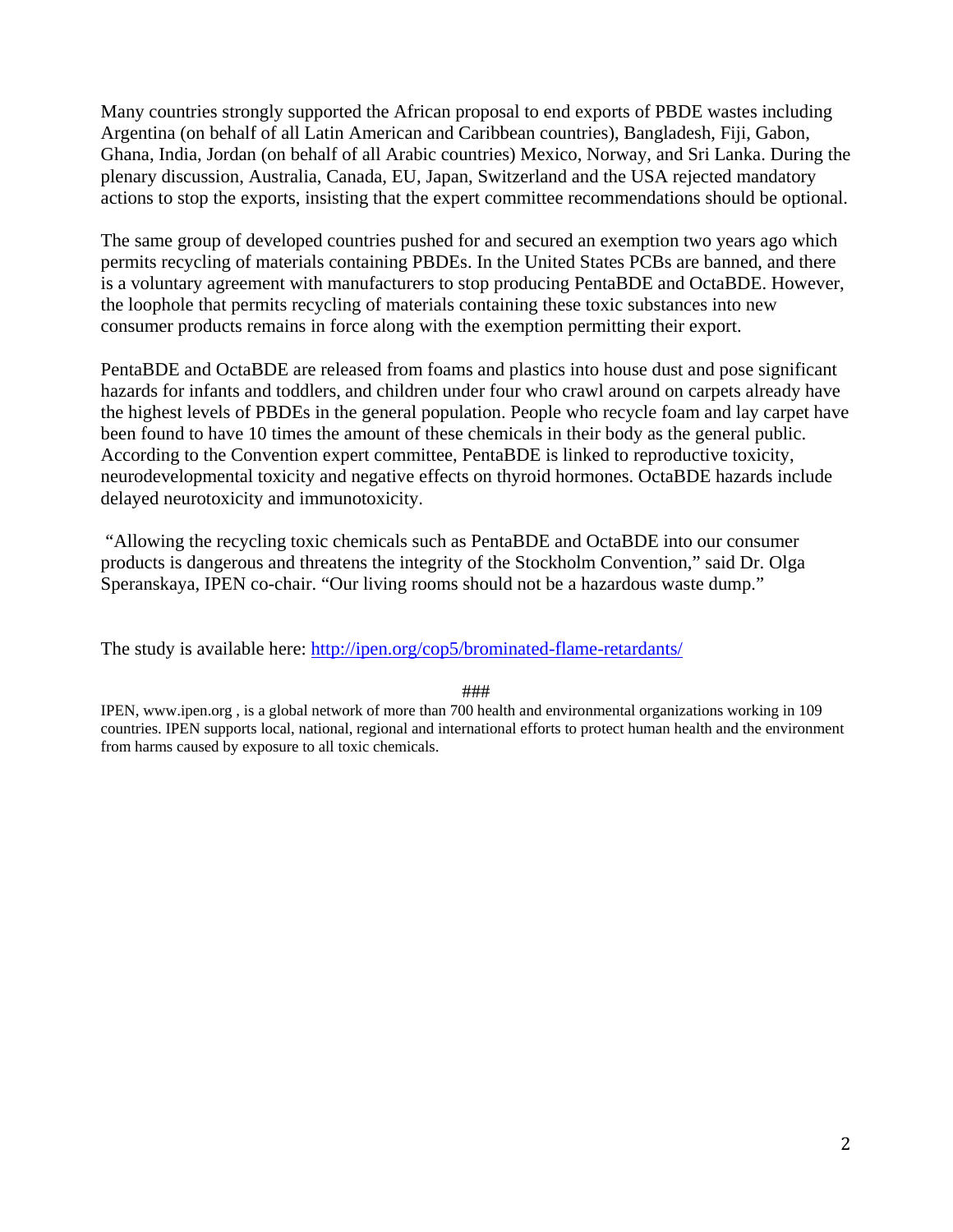Many countries strongly supported the African proposal to end exports of PBDE wastes including Argentina (on behalf of all Latin American and Caribbean countries), Bangladesh, Fiji, Gabon, Ghana, India, Jordan (on behalf of all Arabic countries) Mexico, Norway, and Sri Lanka. During the plenary discussion, Australia, Canada, EU, Japan, Switzerland and the USA rejected mandatory actions to stop the exports, insisting that the expert committee recommendations should be optional.

The same group of developed countries pushed for and secured an exemption two years ago which permits recycling of materials containing PBDEs. In the United States PCBs are banned, and there is a voluntary agreement with manufacturers to stop producing PentaBDE and OctaBDE. However, the loophole that permits recycling of materials containing these toxic substances into new consumer products remains in force along with the exemption permitting their export.

PentaBDE and OctaBDE are released from foams and plastics into house dust and pose significant hazards for infants and toddlers, and children under four who crawl around on carpets already have the highest levels of PBDEs in the general population. People who recycle foam and lay carpet have been found to have 10 times the amount of these chemicals in their body as the general public. According to the Convention expert committee, PentaBDE is linked to reproductive toxicity, neurodevelopmental toxicity and negative effects on thyroid hormones. OctaBDE hazards include delayed neurotoxicity and immunotoxicity.

"Allowing the recycling toxic chemicals such as PentaBDE and OctaBDE into our consumer products is dangerous and threatens the integrity of the Stockholm Convention," said Dr. Olga Speranskaya, IPEN co-chair. "Our living rooms should not be a hazardous waste dump."

The study is available here: [http://ipen.org/cop5/brominated-flame-retardants/](http://ipen.org/cop5/brominated-flame-retardants/)

###

IPEN, www.ipen.org , is a global network of more than 700 health and environmental organizations working in 109 countries. IPEN supports local, national, regional and international efforts to protect human health and the environment from harms caused by exposure to all toxic chemicals.